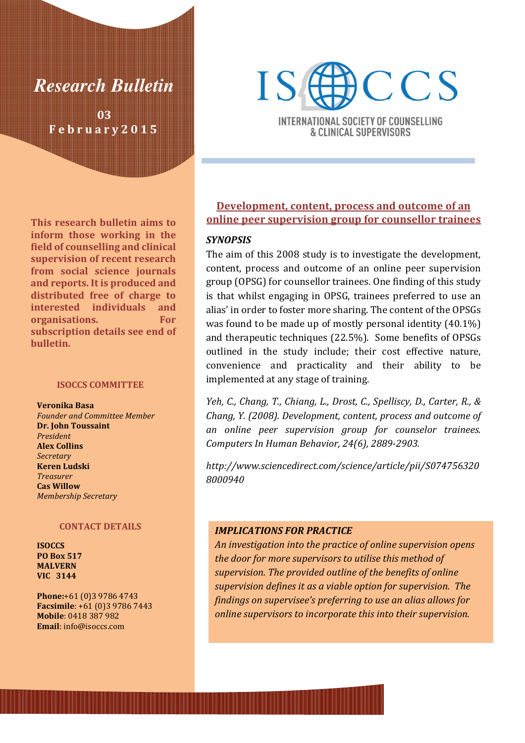# Research Bulletin

**03 February 2015**

IS CCS

INTERNATIONAL SOCIETY OF COUNSELLING & CLINICAL SUPERVISORS

**This research bulletin aims to inform those working in the field of counselling and clinical supervision of recent research from social science journals and reports. It is produced and distributed free of charge to interested individuals and organisations. For subscription details see end of bulletin.**

### ISOCCS COMMITTEE

**Veronika Basa**
*Founder and Committee Member*
**Dr. John Toussaint**
*President*
**Alex Collins**
*Secretary*
**Keren Ludski**
*Treasurer*
**Cas Willow**
*Membership Secretary*

### CONTACT DETAILS

**ISOCCS**
**PO Box 517**
**MALVERN**
**VIC 3144**

**Phone:**+61 (0)3 9786 4743
**Facsimile**: +61 (0)3 9786 7443
**Mobile**: 0418 387 982
**Email**: info@isoccs.com

## Development, content, process and outcome of an online peer supervision group for counsellor trainees

***SYNOPSIS***

The aim of this 2008 study is to investigate the development, content, process and outcome of an online peer supervision group (OPSG) for counsellor trainees. One finding of this study is that whilst engaging in OPSG, trainees preferred to use an alias' in order to foster more sharing. The content of the OPSGs was found to be made up of mostly personal identity (40.1%) and therapeutic techniques (22.5%). Some benefits of OPSGs outlined in the study include; their cost effective nature, convenience and practicality and their ability to be implemented at any stage of training.

*Yeh, C., Chang, T., Chiang, L., Drost, C., Spelliscy, D., Carter, R., & Chang, Y. (2008). Development, content, process and outcome of an online peer supervision group for counselor trainees. Computers In Human Behavior, 24(6), 2889-2903.*

*http://www.sciencedirect.com/science/article/pii/S0747563208000940*

***IMPLICATIONS FOR PRACTICE***

*An investigation into the practice of online supervision opens the door for more supervisors to utilise this method of supervision. The provided outline of the benefits of online supervision defines it as a viable option for supervision. The findings on supervisee's preferring to use an alias allows for online supervisors to incorporate this into their supervision.*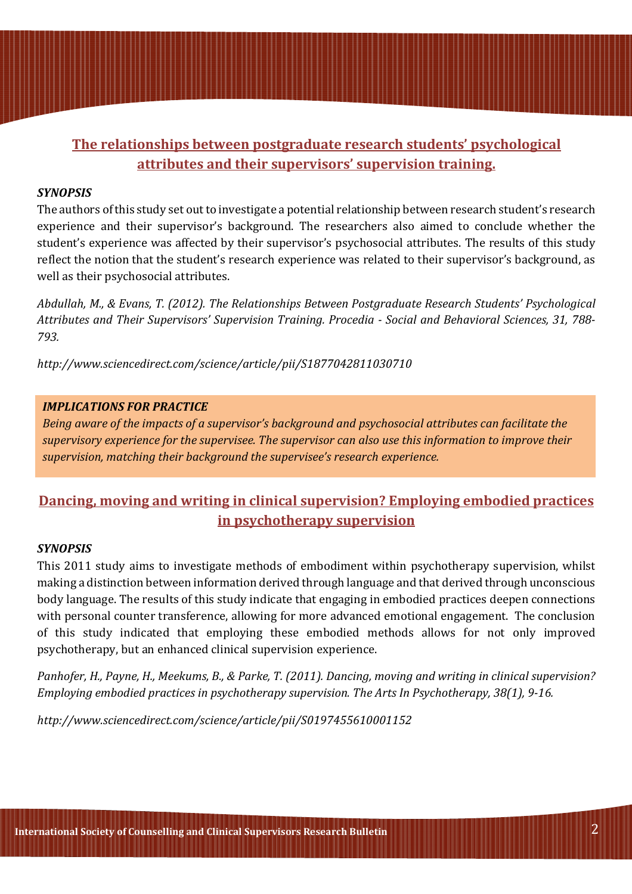## The relationships between postgraduate research students' psychological attributes and their supervisors' supervision training.

***SYNOPSIS***

The authors of this study set out to investigate a potential relationship between research student's research experience and their supervisor's background. The researchers also aimed to conclude whether the student's experience was affected by their supervisor's psychosocial attributes. The results of this study reflect the notion that the student's research experience was related to their supervisor's background, as well as their psychosocial attributes.

*Abdullah, M., & Evans, T. (2012). The Relationships Between Postgraduate Research Students' Psychological Attributes and Their Supervisors' Supervision Training. Procedia - Social and Behavioral Sciences, 31, 788-793.*

*http://www.sciencedirect.com/science/article/pii/S1877042811030710*

***IMPLICATIONS FOR PRACTICE***

*Being aware of the impacts of a supervisor's background and psychosocial attributes can facilitate the supervisory experience for the supervisee. The supervisor can also use this information to improve their supervision, matching their background the supervisee's research experience.*

## Dancing, moving and writing in clinical supervision? Employing embodied practices in psychotherapy supervision

***SYNOPSIS***

This 2011 study aims to investigate methods of embodiment within psychotherapy supervision, whilst making a distinction between information derived through language and that derived through unconscious body language. The results of this study indicate that engaging in embodied practices deepen connections with personal counter transference, allowing for more advanced emotional engagement. The conclusion of this study indicated that employing these embodied methods allows for not only improved psychotherapy, but an enhanced clinical supervision experience.

*Panhofer, H., Payne, H., Meekums, B., & Parke, T. (2011). Dancing, moving and writing in clinical supervision? Employing embodied practices in psychotherapy supervision. The Arts In Psychotherapy, 38(1), 9-16.*

*http://www.sciencedirect.com/science/article/pii/S0197455610001152*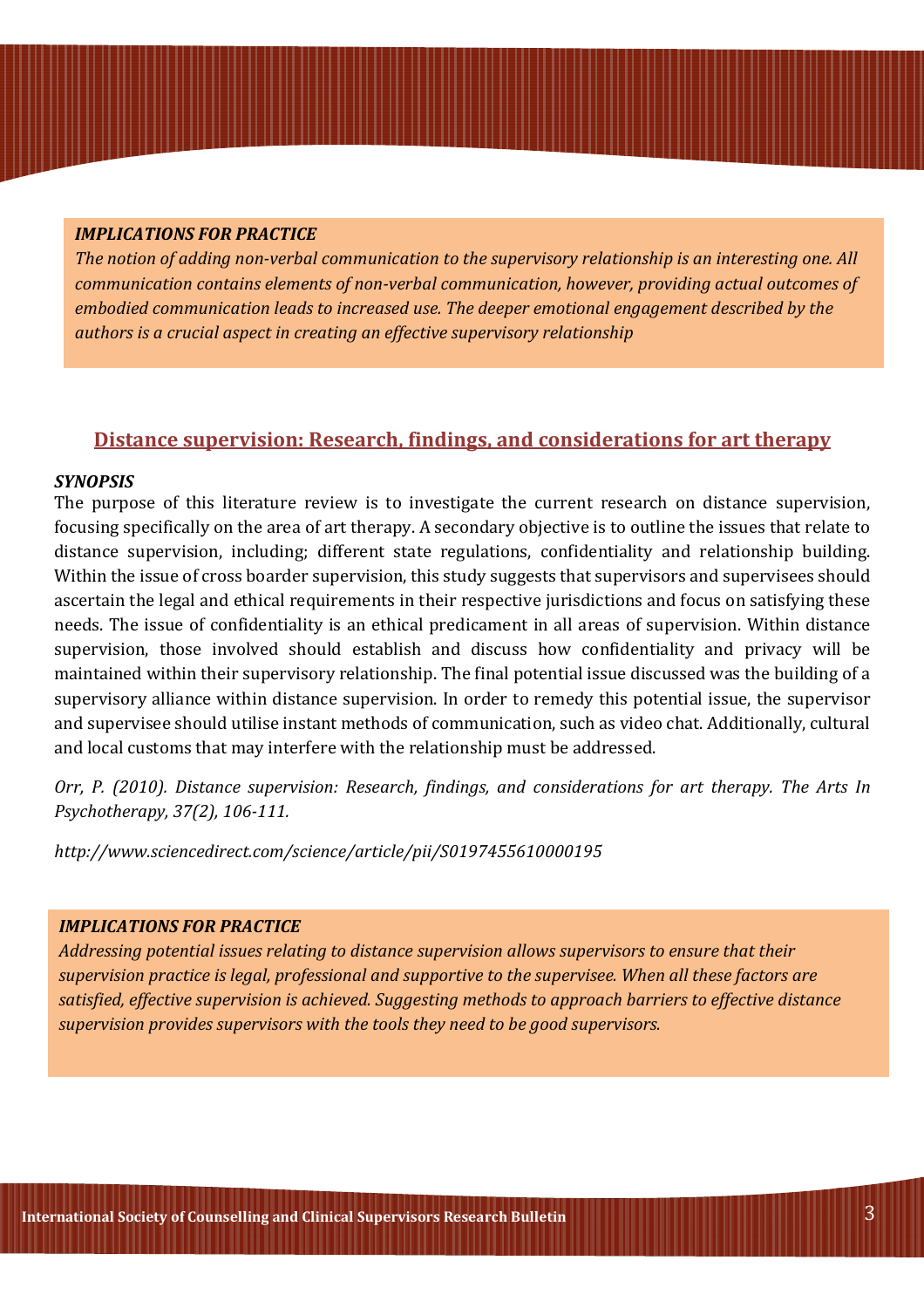***IMPLICATIONS FOR PRACTICE***

*The notion of adding non-verbal communication to the supervisory relationship is an interesting one. All communication contains elements of non-verbal communication, however, providing actual outcomes of embodied communication leads to increased use. The deeper emotional engagement described by the authors is a crucial aspect in creating an effective supervisory relationship*

## Distance supervision: Research, findings, and considerations for art therapy

***SYNOPSIS***

The purpose of this literature review is to investigate the current research on distance supervision, focusing specifically on the area of art therapy. A secondary objective is to outline the issues that relate to distance supervision, including; different state regulations, confidentiality and relationship building. Within the issue of cross boarder supervision, this study suggests that supervisors and supervisees should ascertain the legal and ethical requirements in their respective jurisdictions and focus on satisfying these needs. The issue of confidentiality is an ethical predicament in all areas of supervision. Within distance supervision, those involved should establish and discuss how confidentiality and privacy will be maintained within their supervisory relationship. The final potential issue discussed was the building of a supervisory alliance within distance supervision. In order to remedy this potential issue, the supervisor and supervisee should utilise instant methods of communication, such as video chat. Additionally, cultural and local customs that may interfere with the relationship must be addressed.

*Orr, P. (2010). Distance supervision: Research, findings, and considerations for art therapy. The Arts In Psychotherapy, 37(2), 106-111.*

*http://www.sciencedirect.com/science/article/pii/S0197455610000195*

***IMPLICATIONS FOR PRACTICE***

*Addressing potential issues relating to distance supervision allows supervisors to ensure that their supervision practice is legal, professional and supportive to the supervisee. When all these factors are satisfied, effective supervision is achieved. Suggesting methods to approach barriers to effective distance supervision provides supervisors with the tools they need to be good supervisors.*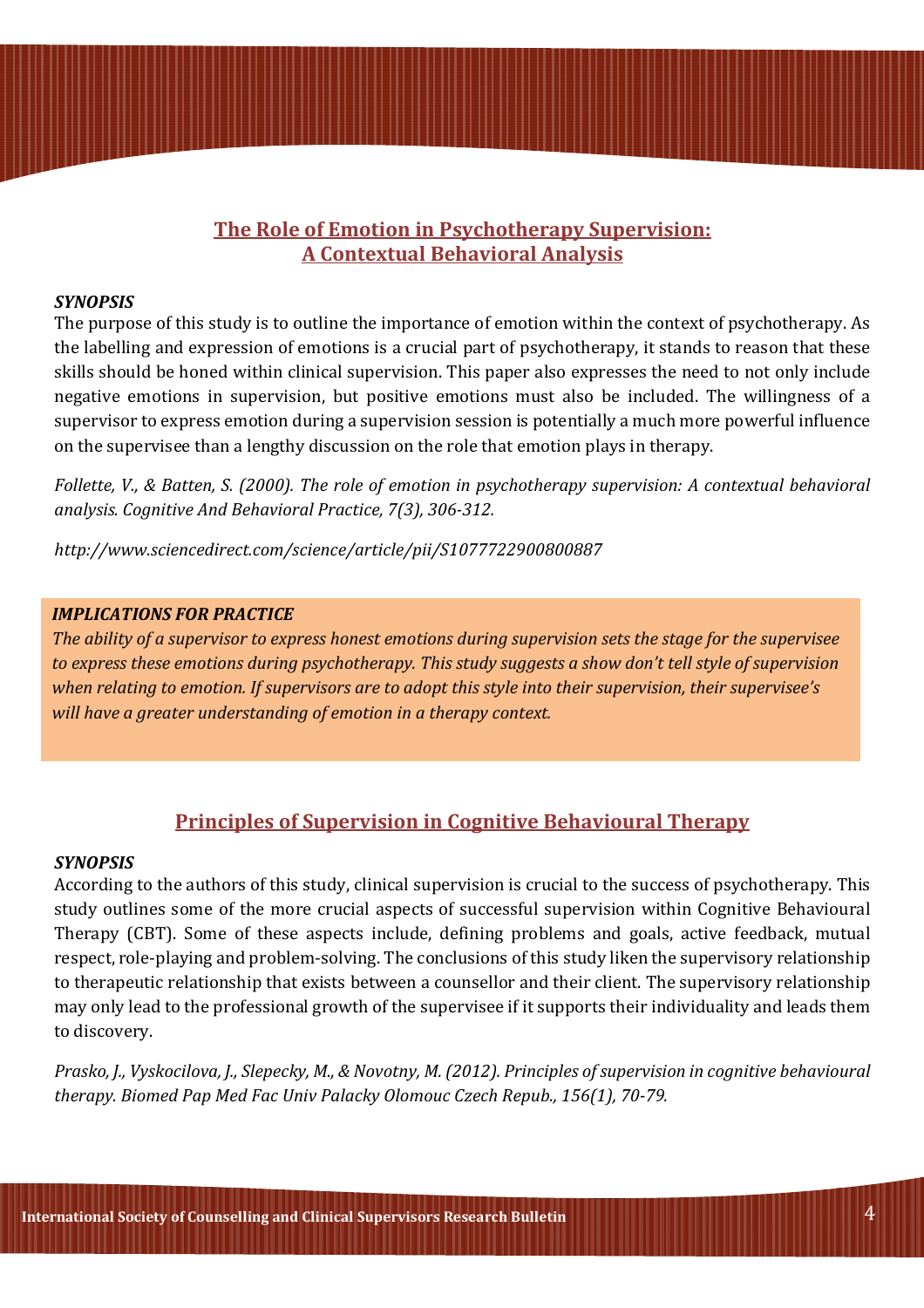## The Role of Emotion in Psychotherapy Supervision: A Contextual Behavioral Analysis

***SYNOPSIS***

The purpose of this study is to outline the importance of emotion within the context of psychotherapy. As the labelling and expression of emotions is a crucial part of psychotherapy, it stands to reason that these skills should be honed within clinical supervision. This paper also expresses the need to not only include negative emotions in supervision, but positive emotions must also be included. The willingness of a supervisor to express emotion during a supervision session is potentially a much more powerful influence on the supervisee than a lengthy discussion on the role that emotion plays in therapy.

*Follette, V., & Batten, S. (2000). The role of emotion in psychotherapy supervision: A contextual behavioral analysis. Cognitive And Behavioral Practice, 7(3), 306-312.*

*http://www.sciencedirect.com/science/article/pii/S1077722900800887*

***IMPLICATIONS FOR PRACTICE***

*The ability of a supervisor to express honest emotions during supervision sets the stage for the supervisee to express these emotions during psychotherapy. This study suggests a show don't tell style of supervision when relating to emotion. If supervisors are to adopt this style into their supervision, their supervisee's will have a greater understanding of emotion in a therapy context.*

## Principles of Supervision in Cognitive Behavioural Therapy

***SYNOPSIS***

According to the authors of this study, clinical supervision is crucial to the success of psychotherapy. This study outlines some of the more crucial aspects of successful supervision within Cognitive Behavioural Therapy (CBT). Some of these aspects include, defining problems and goals, active feedback, mutual respect, role-playing and problem-solving. The conclusions of this study liken the supervisory relationship to therapeutic relationship that exists between a counsellor and their client. The supervisory relationship may only lead to the professional growth of the supervisee if it supports their individuality and leads them to discovery.

*Prasko, J., Vyskocilova, J., Slepecky, M., & Novotny, M. (2012). Principles of supervision in cognitive behavioural therapy. Biomed Pap Med Fac Univ Palacky Olomouc Czech Repub., 156(1), 70-79.*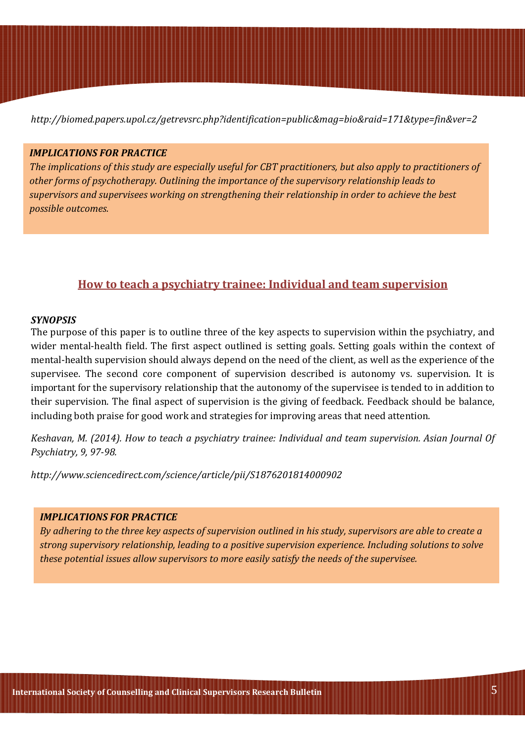*http://biomed.papers.upol.cz/getrevsrc.php?identification=public&mag=bio&raid=171&type=fin&ver=2*

***IMPLICATIONS FOR PRACTICE***

*The implications of this study are especially useful for CBT practitioners, but also apply to practitioners of other forms of psychotherapy. Outlining the importance of the supervisory relationship leads to supervisors and supervisees working on strengthening their relationship in order to achieve the best possible outcomes.*

## How to teach a psychiatry trainee: Individual and team supervision

***SYNOPSIS***

The purpose of this paper is to outline three of the key aspects to supervision within the psychiatry, and wider mental-health field. The first aspect outlined is setting goals. Setting goals within the context of mental-health supervision should always depend on the need of the client, as well as the experience of the supervisee. The second core component of supervision described is autonomy vs. supervision. It is important for the supervisory relationship that the autonomy of the supervisee is tended to in addition to their supervision. The final aspect of supervision is the giving of feedback. Feedback should be balance, including both praise for good work and strategies for improving areas that need attention.

*Keshavan, M. (2014). How to teach a psychiatry trainee: Individual and team supervision. Asian Journal Of Psychiatry, 9, 97-98.*

*http://www.sciencedirect.com/science/article/pii/S1876201814000902*

***IMPLICATIONS FOR PRACTICE***

*By adhering to the three key aspects of supervision outlined in his study, supervisors are able to create a strong supervisory relationship, leading to a positive supervision experience. Including solutions to solve these potential issues allow supervisors to more easily satisfy the needs of the supervisee.*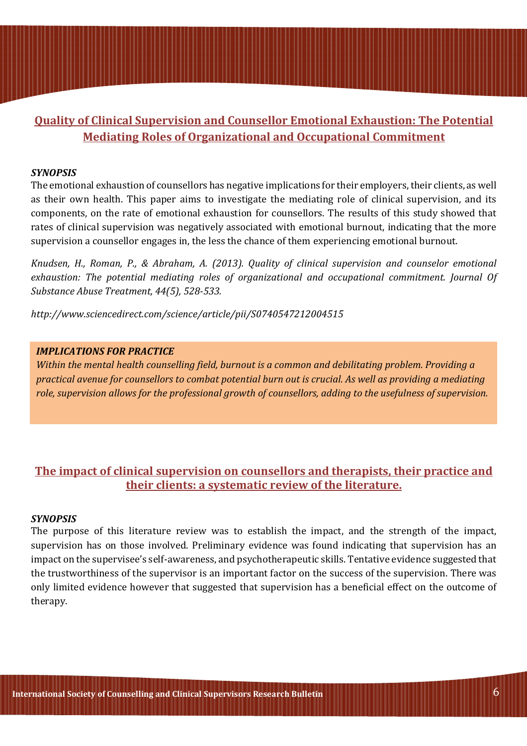## Quality of Clinical Supervision and Counsellor Emotional Exhaustion: The Potential Mediating Roles of Organizational and Occupational Commitment

***SYNOPSIS***

The emotional exhaustion of counsellors has negative implications for their employers, their clients, as well as their own health. This paper aims to investigate the mediating role of clinical supervision, and its components, on the rate of emotional exhaustion for counsellors. The results of this study showed that rates of clinical supervision was negatively associated with emotional burnout, indicating that the more supervision a counsellor engages in, the less the chance of them experiencing emotional burnout.

*Knudsen, H., Roman, P., & Abraham, A. (2013). Quality of clinical supervision and counselor emotional exhaustion: The potential mediating roles of organizational and occupational commitment. Journal Of Substance Abuse Treatment, 44(5), 528-533.*

*http://www.sciencedirect.com/science/article/pii/S0740547212004515*

***IMPLICATIONS FOR PRACTICE***

*Within the mental health counselling field, burnout is a common and debilitating problem. Providing a practical avenue for counsellors to combat potential burn out is crucial. As well as providing a mediating role, supervision allows for the professional growth of counsellors, adding to the usefulness of supervision.*

## The impact of clinical supervision on counsellors and therapists, their practice and their clients: a systematic review of the literature.

***SYNOPSIS***

The purpose of this literature review was to establish the impact, and the strength of the impact, supervision has on those involved. Preliminary evidence was found indicating that supervision has an impact on the supervisee's self-awareness, and psychotherapeutic skills. Tentative evidence suggested that the trustworthiness of the supervisor is an important factor on the success of the supervision. There was only limited evidence however that suggested that supervision has a beneficial effect on the outcome of therapy.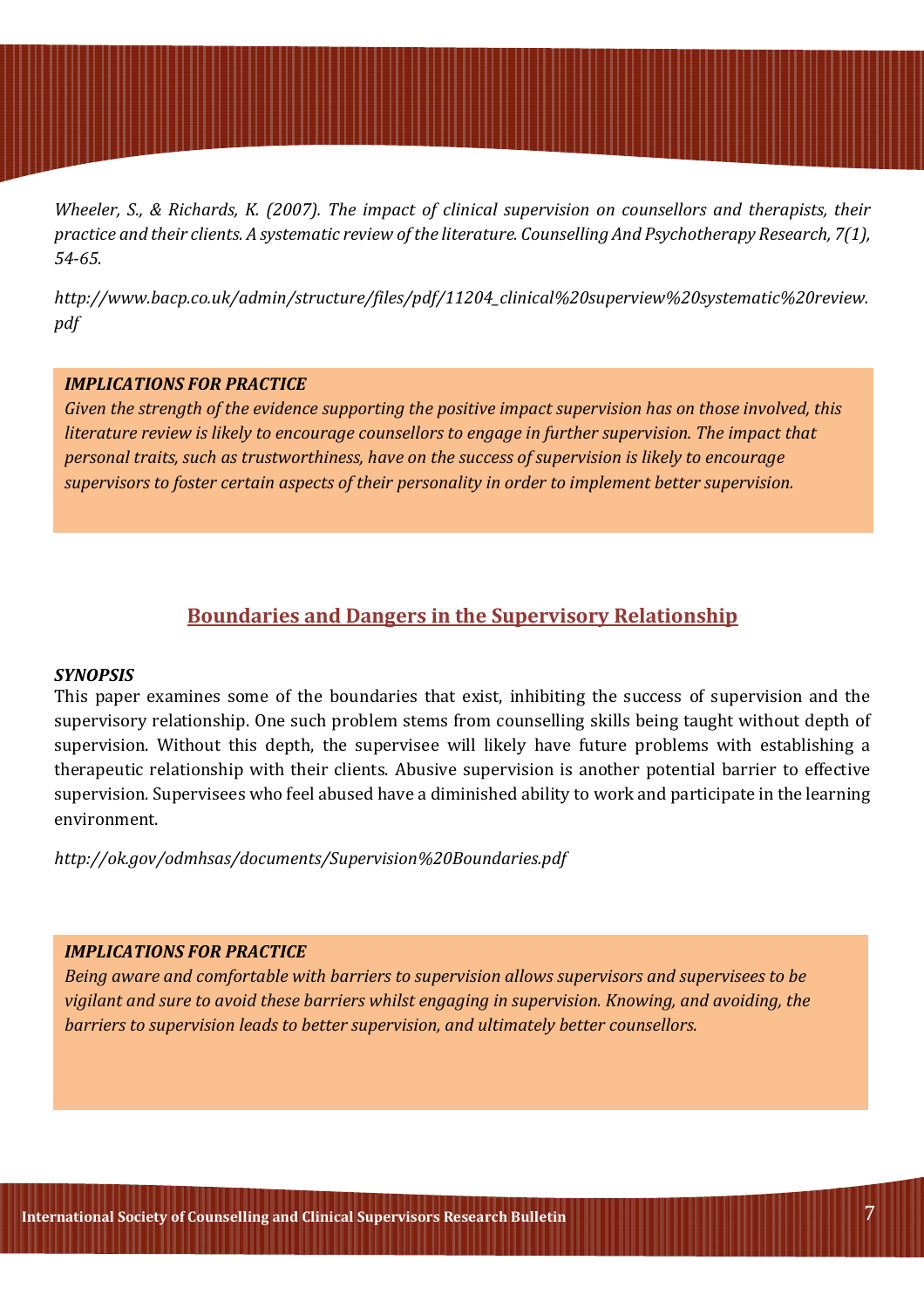*Wheeler, S., & Richards, K. (2007). The impact of clinical supervision on counsellors and therapists, their practice and their clients. A systematic review of the literature. Counselling And Psychotherapy Research, 7(1), 54-65.*

*http://www.bacp.co.uk/admin/structure/files/pdf/11204_clinical%20superview%20systematic%20review.pdf*

***IMPLICATIONS FOR PRACTICE***

*Given the strength of the evidence supporting the positive impact supervision has on those involved, this literature review is likely to encourage counsellors to engage in further supervision. The impact that personal traits, such as trustworthiness, have on the success of supervision is likely to encourage supervisors to foster certain aspects of their personality in order to implement better supervision.*

## Boundaries and Dangers in the Supervisory Relationship

***SYNOPSIS***

This paper examines some of the boundaries that exist, inhibiting the success of supervision and the supervisory relationship. One such problem stems from counselling skills being taught without depth of supervision. Without this depth, the supervisee will likely have future problems with establishing a therapeutic relationship with their clients. Abusive supervision is another potential barrier to effective supervision. Supervisees who feel abused have a diminished ability to work and participate in the learning environment.

*http://ok.gov/odmhsas/documents/Supervision%20Boundaries.pdf*

***IMPLICATIONS FOR PRACTICE***

*Being aware and comfortable with barriers to supervision allows supervisors and supervisees to be vigilant and sure to avoid these barriers whilst engaging in supervision. Knowing, and avoiding, the barriers to supervision leads to better supervision, and ultimately better counsellors.*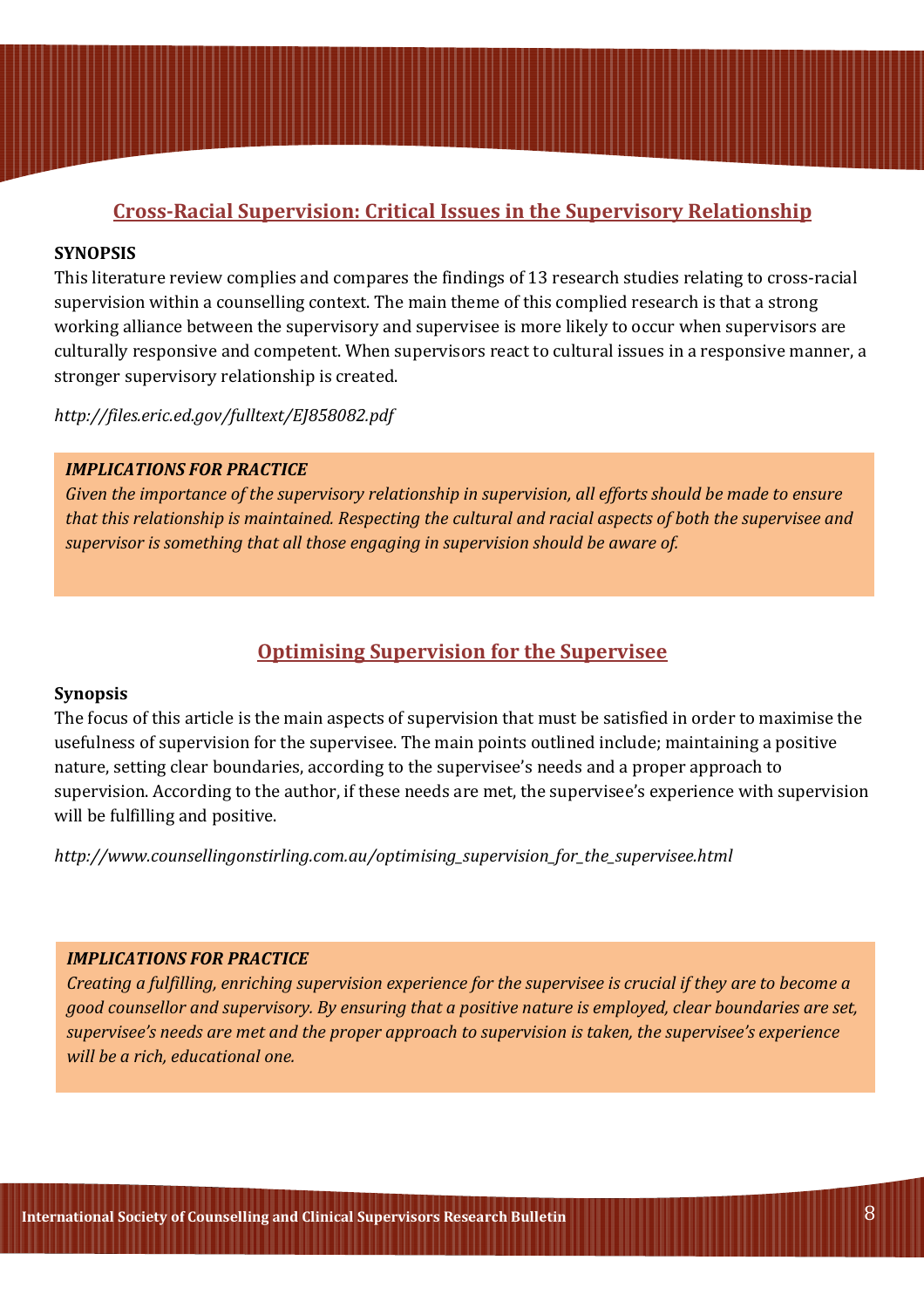## Cross-Racial Supervision: Critical Issues in the Supervisory Relationship

**SYNOPSIS**

This literature review complies and compares the findings of 13 research studies relating to cross-racial supervision within a counselling context. The main theme of this complied research is that a strong working alliance between the supervisory and supervisee is more likely to occur when supervisors are culturally responsive and competent. When supervisors react to cultural issues in a responsive manner, a stronger supervisory relationship is created.

*http://files.eric.ed.gov/fulltext/EJ858082.pdf*

***IMPLICATIONS FOR PRACTICE***

*Given the importance of the supervisory relationship in supervision, all efforts should be made to ensure that this relationship is maintained. Respecting the cultural and racial aspects of both the supervisee and supervisor is something that all those engaging in supervision should be aware of.*

## Optimising Supervision for the Supervisee

**Synopsis**

The focus of this article is the main aspects of supervision that must be satisfied in order to maximise the usefulness of supervision for the supervisee. The main points outlined include; maintaining a positive nature, setting clear boundaries, according to the supervisee's needs and a proper approach to supervision. According to the author, if these needs are met, the supervisee's experience with supervision will be fulfilling and positive.

*http://www.counsellingonstirling.com.au/optimising_supervision_for_the_supervisee.html*

***IMPLICATIONS FOR PRACTICE***

*Creating a fulfilling, enriching supervision experience for the supervisee is crucial if they are to become a good counsellor and supervisory. By ensuring that a positive nature is employed, clear boundaries are set, supervisee's needs are met and the proper approach to supervision is taken, the supervisee's experience will be a rich, educational one.*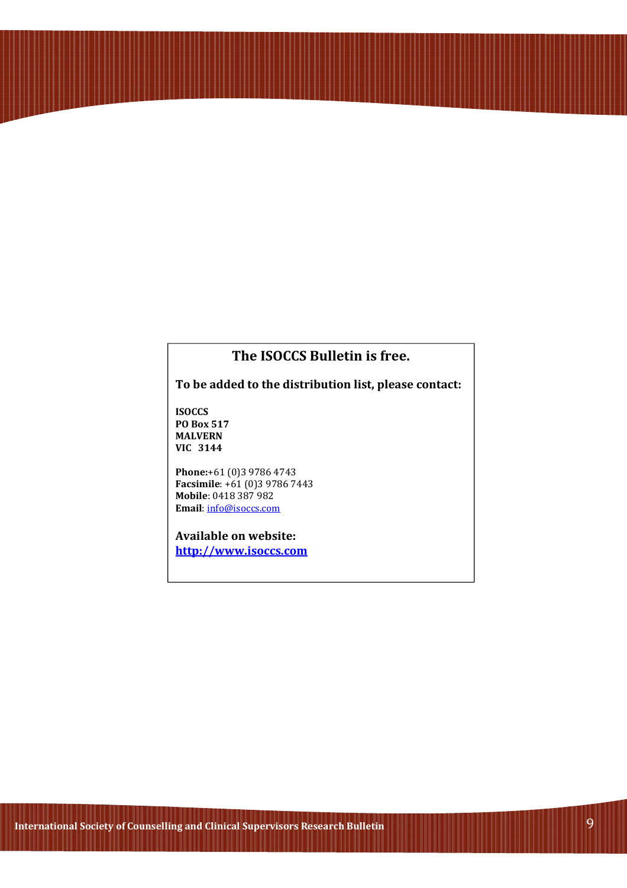## The ISOCCS Bulletin is free.

**To be added to the distribution list, please contact:**

**ISOCCS**
**PO Box 517**
**MALVERN**
**VIC 3144**

**Phone:**+61 (0)3 9786 4743
**Facsimile**: +61 (0)3 9786 7443
**Mobile**: 0418 387 982
**Email**: info@isoccs.com

**Available on website:**
**http://www.isoccs.com**